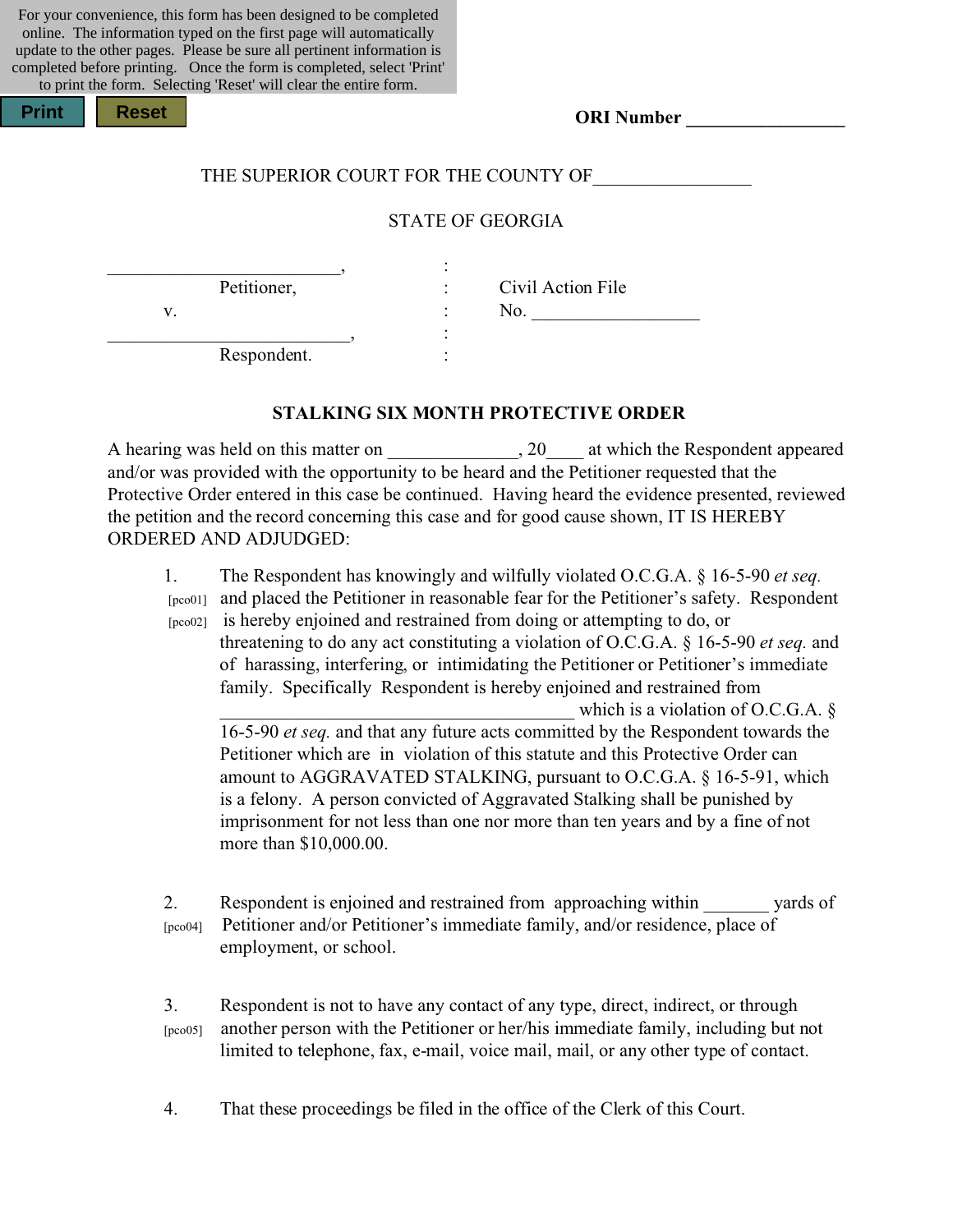For your convenience, this form has been designed to be completed online. The information typed on the first page will automatically update to the other pages. Please be sure all pertinent information is completed before printing. Once the form is completed, select 'Print' to print the form. Selecting 'Reset' will clear the entire form.

Print Reset

**ORI Number ________________**

THE SUPERIOR COURT FOR THE COUNTY OF________________

STATE OF GEORGIA

| | | |
|---|---|---|
| ________________________, | : | |
| Petitioner, | : | Civil Action File |
| v. | : | No. __________________ |
| ___________________________, | : | |
| Respondent. | : | |

## STALKING SIX MONTH PROTECTIVE ORDER

A hearing was held on this matter on ______________, 20____ at which the Respondent appeared and/or was provided with the opportunity to be heard and the Petitioner requested that the Protective Order entered in this case be continued. Having heard the evidence presented, reviewed the petition and the record concerning this case and for good cause shown, IT IS HEREBY ORDERED AND ADJUDGED:

1. [pco01] [pco02] The Respondent has knowingly and wilfully violated O.C.G.A. § 16-5-90 *et seq.* and placed the Petitioner in reasonable fear for the Petitioner's safety. Respondent is hereby enjoined and restrained from doing or attempting to do, or threatening to do any act constituting a violation of O.C.G.A. § 16-5-90 *et seq.* and of harassing, interfering, or intimidating the Petitioner or Petitioner's immediate family. Specifically Respondent is hereby enjoined and restrained from ________________________________________ which is a violation of O.C.G.A. § 16-5-90 *et seq.* and that any future acts committed by the Respondent towards the Petitioner which are in violation of this statute and this Protective Order can amount to AGGRAVATED STALKING, pursuant to O.C.G.A. § 16-5-91, which is a felony. A person convicted of Aggravated Stalking shall be punished by imprisonment for not less than one nor more than ten years and by a fine of not more than $10,000.00.

2. [pco04] Respondent is enjoined and restrained from approaching within _______ yards of Petitioner and/or Petitioner's immediate family, and/or residence, place of employment, or school.

3. [pco05] Respondent is not to have any contact of any type, direct, indirect, or through another person with the Petitioner or her/his immediate family, including but not limited to telephone, fax, e-mail, voice mail, mail, or any other type of contact.

4. That these proceedings be filed in the office of the Clerk of this Court.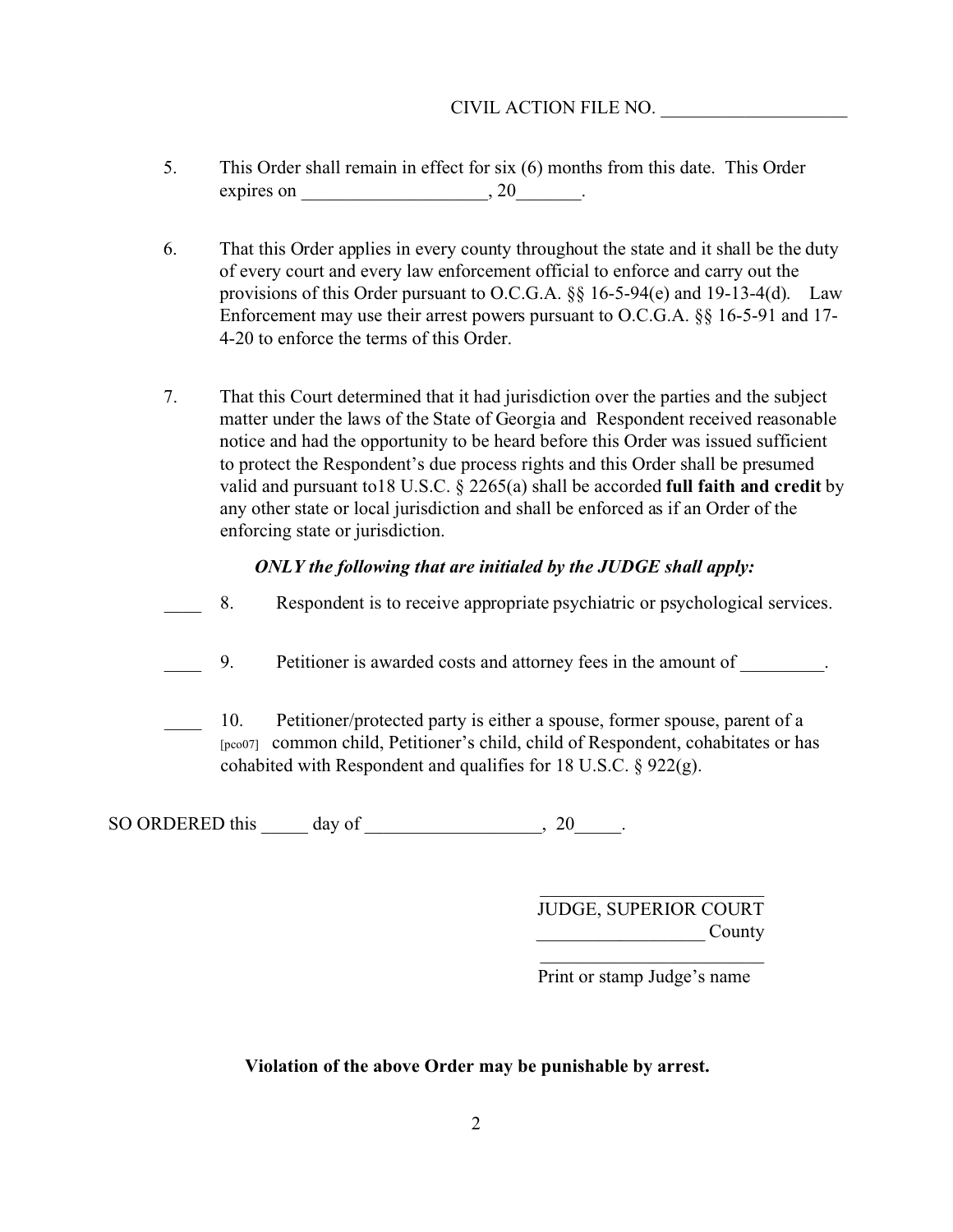CIVIL ACTION FILE NO. ____________________

5. This Order shall remain in effect for six (6) months from this date. This Order expires on ____________________, 20_______.

6. That this Order applies in every county throughout the state and it shall be the duty of every court and every law enforcement official to enforce and carry out the provisions of this Order pursuant to O.C.G.A. §§ 16-5-94(e) and 19-13-4(d). Law Enforcement may use their arrest powers pursuant to O.C.G.A. §§ 16-5-91 and 17-4-20 to enforce the terms of this Order.

7. That this Court determined that it had jurisdiction over the parties and the subject matter under the laws of the State of Georgia and Respondent received reasonable notice and had the opportunity to be heard before this Order was issued sufficient to protect the Respondent's due process rights and this Order shall be presumed valid and pursuant to18 U.S.C. § 2265(a) shall be accorded **full faith and credit** by any other state or local jurisdiction and shall be enforced as if an Order of the enforcing state or jurisdiction.

***ONLY the following that are initialed by the JUDGE shall apply:***

____ 8. Respondent is to receive appropriate psychiatric or psychological services.

____ 9. Petitioner is awarded costs and attorney fees in the amount of _________.

____ 10. [pco07] Petitioner/protected party is either a spouse, former spouse, parent of a common child, Petitioner's child, child of Respondent, cohabitates or has cohabited with Respondent and qualifies for 18 U.S.C. § 922(g).

SO ORDERED this _____ day of ___________________, 20_____.

________________________
JUDGE, SUPERIOR COURT
__________________ County

________________________
Print or stamp Judge's name

**Violation of the above Order may be punishable by arrest.**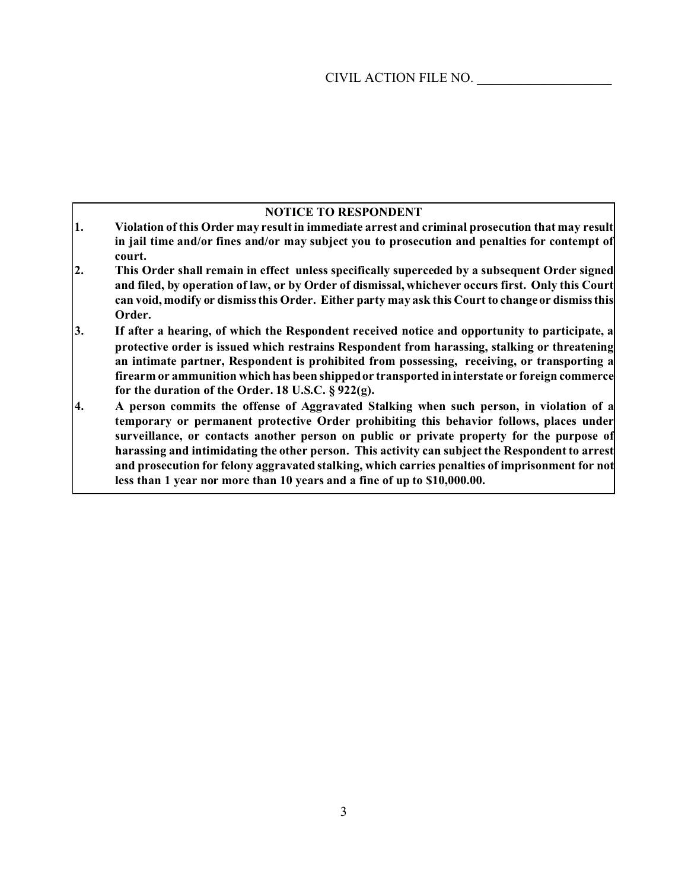CIVIL ACTION FILE NO. ____________________

**NOTICE TO RESPONDENT**

1. **Violation of this Order may result in immediate arrest and criminal prosecution that may result in jail time and/or fines and/or may subject you to prosecution and penalties for contempt of court.**
2. **This Order shall remain in effect unless specifically superceded by a subsequent Order signed and filed, by operation of law, or by Order of dismissal, whichever occurs first. Only this Court can void, modify or dismiss this Order. Either party may ask this Court to change or dismiss this Order.**
3. **If after a hearing, of which the Respondent received notice and opportunity to participate, a protective order is issued which restrains Respondent from harassing, stalking or threatening an intimate partner, Respondent is prohibited from possessing, receiving, or transporting a firearm or ammunition which has been shipped or transported in interstate or foreign commerce for the duration of the Order. 18 U.S.C. § 922(g).**
4. **A person commits the offense of Aggravated Stalking when such person, in violation of a temporary or permanent protective Order prohibiting this behavior follows, places under surveillance, or contacts another person on public or private property for the purpose of harassing and intimidating the other person. This activity can subject the Respondent to arrest and prosecution for felony aggravated stalking, which carries penalties of imprisonment for not less than 1 year nor more than 10 years and a fine of up to $10,000.00.**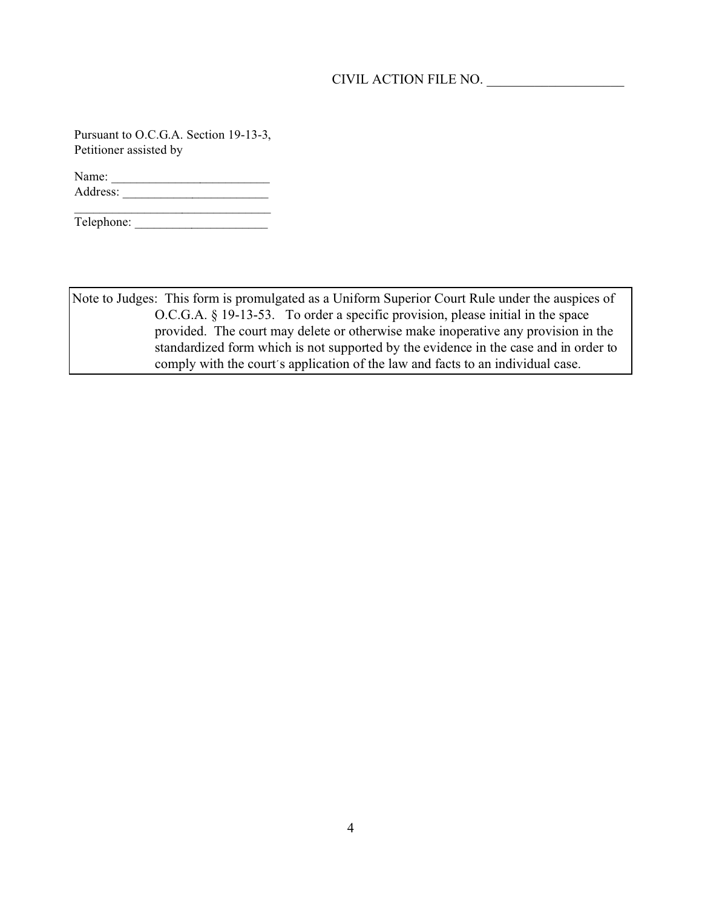CIVIL ACTION FILE NO. ____________________

Pursuant to O.C.G.A. Section 19-13-3,
Petitioner assisted by

Name: ________________________
Address: ______________________
______________________________
Telephone: ____________________

> Note to Judges: This form is promulgated as a Uniform Superior Court Rule under the auspices of O.C.G.A. § 19-13-53. To order a specific provision, please initial in the space provided. The court may delete or otherwise make inoperative any provision in the standardized form which is not supported by the evidence in the case and in order to comply with the court´s application of the law and facts to an individual case.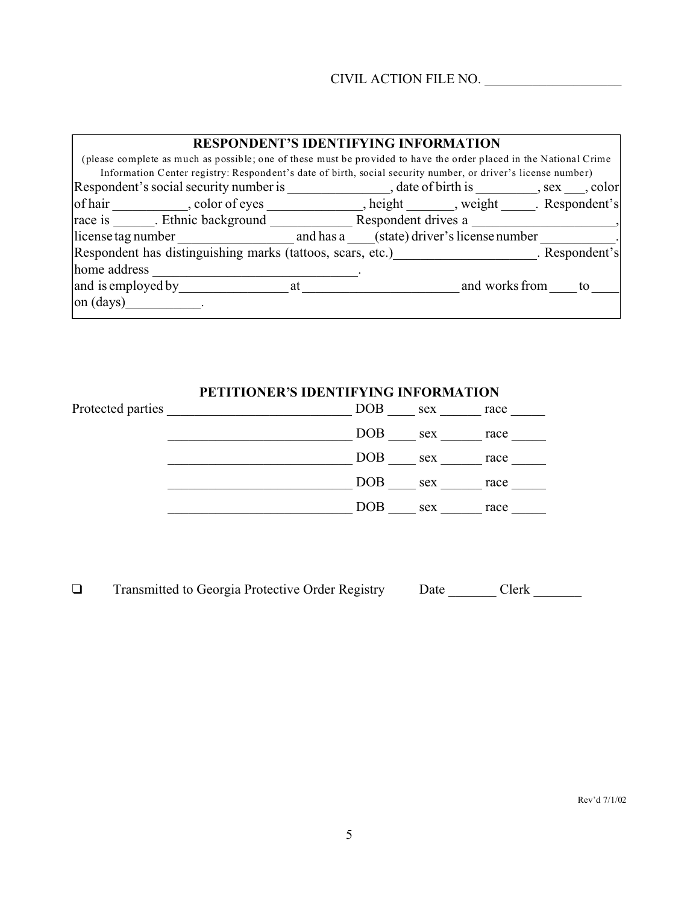CIVIL ACTION FILE NO. ____________________

## RESPONDENT'S IDENTIFYING INFORMATION

(please complete as much as possible; one of these must be provided to have the order placed in the National Crime Information Center registry: Respondent's date of birth, social security number, or driver's license number)

Respondent's social security number is _______________, date of birth is _________, sex ___, color of hair ___________, color of eyes ______________, height _______, weight _____. Respondent's race is ______. Ethnic background ____________ Respondent drives a _____________________, license tag number _________________ and has a ____(state) driver's license number ___________. Respondent has distinguishing marks (tattoos, scars, etc.)____________________. Respondent's home address ______________________________.
and is employed by________________ at ______________________ and works from ____ to ____ on (days)___________.

## PETITIONER'S IDENTIFYING INFORMATION

Protected parties ___________________________ DOB ____ sex ______ race _____

___________________________ DOB ____ sex ______ race _____

___________________________ DOB ____ sex ______ race _____

___________________________ DOB ____ sex ______ race _____

___________________________ DOB ____ sex ______ race _____

❑ Transmitted to Georgia Protective Order Registry Date _______ Clerk _______

Rev'd 7/1/02